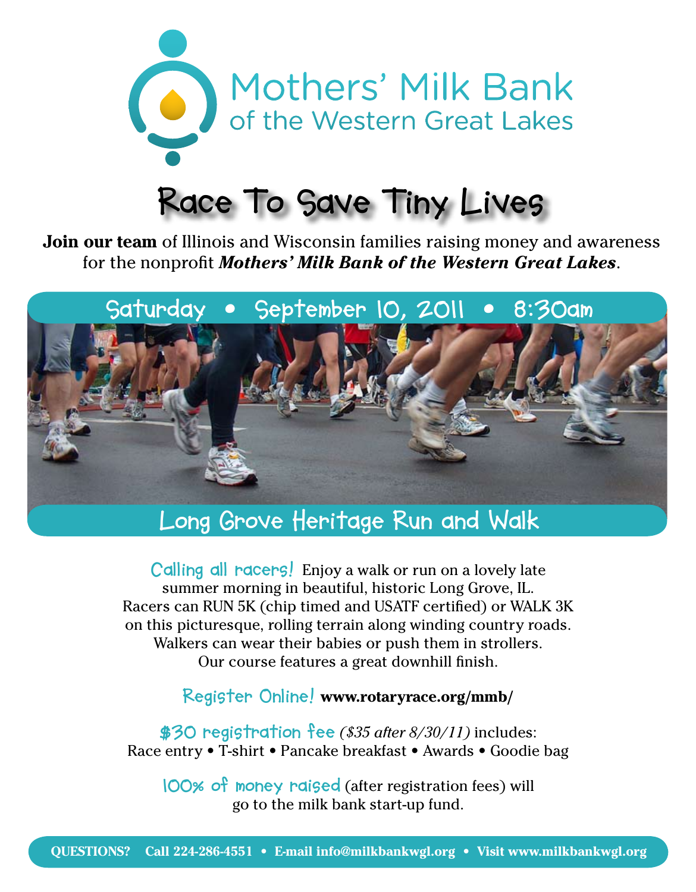# Mothers' Milk Bank of the Western Great Lakes

## Race To Save Tiny Lives

**Join our team** of Illinois and Wisconsin families raising money and awareness for the nonprofit ***Mothers' Milk Bank of the Western Great Lakes***.

### Saturday • September 10, 2011 • 8:30am

### Long Grove Heritage Run and Walk

Calling all racers! Enjoy a walk or run on a lovely late summer morning in beautiful, historic Long Grove, IL. Racers can RUN 5K (chip timed and USATF certified) or WALK 3K on this picturesque, rolling terrain along winding country roads. Walkers can wear their babies or push them in strollers. Our course features a great downhill finish.

Register Online! **www.rotaryrace.org/mmb/**

$30 registration fee *($35 after 8/30/11)* includes:
Race entry • T-shirt • Pancake breakfast • Awards • Goodie bag

100% of money raised (after registration fees) will go to the milk bank start-up fund.

**QUESTIONS? Call 224-286-4551 • E-mail info@milkbankwgl.org • Visit www.milkbankwgl.org**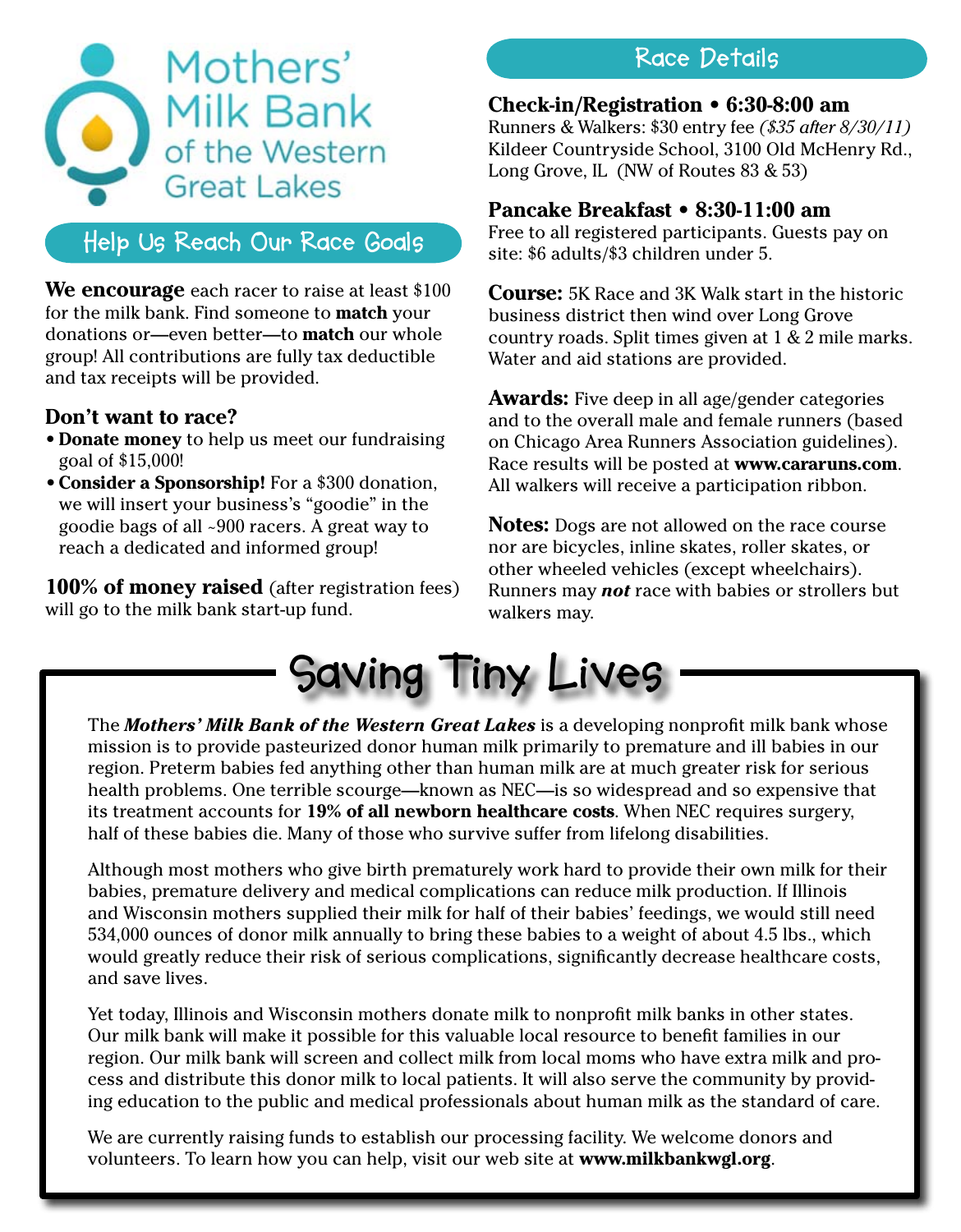# Mothers' Milk Bank of the Western Great Lakes

## Help Us Reach Our Race Goals

**We encourage** each racer to raise at least $100 for the milk bank. Find someone to **match** your donations or—even better—to **match** our whole group! All contributions are fully tax deductible and tax receipts will be provided.

### Don't want to race?

- **Donate money** to help us meet our fundraising goal of $15,000!
- **Consider a Sponsorship!** For a $300 donation, we will insert your business's "goodie" in the goodie bags of all ~900 racers. A great way to reach a dedicated and informed group!

**100% of money raised** (after registration fees) will go to the milk bank start-up fund.

## Race Details

**Check-in/Registration • 6:30-8:00 am**
Runners & Walkers: $30 entry fee *($35 after 8/30/11)*
Kildeer Countryside School, 3100 Old McHenry Rd., Long Grove, IL (NW of Routes 83 & 53)

**Pancake Breakfast • 8:30-11:00 am**
Free to all registered participants. Guests pay on site: $6 adults/$3 children under 5.

**Course:** 5K Race and 3K Walk start in the historic business district then wind over Long Grove country roads. Split times given at 1 & 2 mile marks. Water and aid stations are provided.

**Awards:** Five deep in all age/gender categories and to the overall male and female runners (based on Chicago Area Runners Association guidelines). Race results will be posted at **www.cararuns.com**. All walkers will receive a participation ribbon.

**Notes:** Dogs are not allowed on the race course nor are bicycles, inline skates, roller skates, or other wheeled vehicles (except wheelchairs). Runners may ***not*** race with babies or strollers but walkers may.

## Saving Tiny Lives

The ***Mothers' Milk Bank of the Western Great Lakes*** is a developing nonprofit milk bank whose mission is to provide pasteurized donor human milk primarily to premature and ill babies in our region. Preterm babies fed anything other than human milk are at much greater risk for serious health problems. One terrible scourge—known as NEC—is so widespread and so expensive that its treatment accounts for **19% of all newborn healthcare costs**. When NEC requires surgery, half of these babies die. Many of those who survive suffer from lifelong disabilities.

Although most mothers who give birth prematurely work hard to provide their own milk for their babies, premature delivery and medical complications can reduce milk production. If Illinois and Wisconsin mothers supplied their milk for half of their babies' feedings, we would still need 534,000 ounces of donor milk annually to bring these babies to a weight of about 4.5 lbs., which would greatly reduce their risk of serious complications, significantly decrease healthcare costs, and save lives.

Yet today, Illinois and Wisconsin mothers donate milk to nonprofit milk banks in other states. Our milk bank will make it possible for this valuable local resource to benefit families in our region. Our milk bank will screen and collect milk from local moms who have extra milk and process and distribute this donor milk to local patients. It will also serve the community by providing education to the public and medical professionals about human milk as the standard of care.

We are currently raising funds to establish our processing facility. We welcome donors and volunteers. To learn how you can help, visit our web site at **www.milkbankwgl.org**.